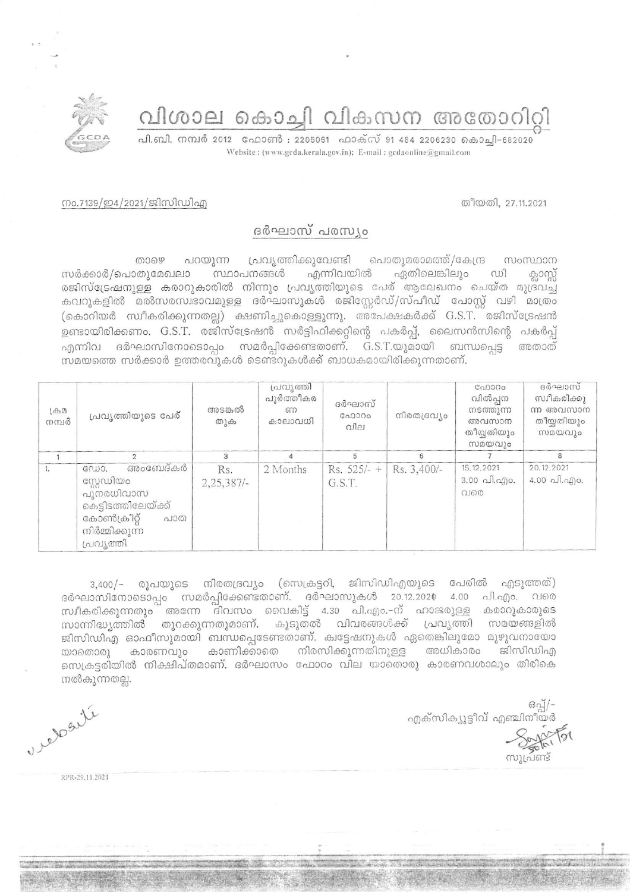# വിശാല കൊച്ചി വികസന അതോറിറ്റി

പി.ബി. നമ്പർ 2012 ഫോൺ : 2205061 ഫാക്സ് 91 484 2206230 കൊച്ചി-682020
Website : (www.gcda.kerala.gov.in); E-mail : gcdaonline@gmail.com

നം.7139/ഇ4/2021/ജിസിഡിഎ

തീയതി, 27.11.2021

## ദർഘാസ് പരസ്യം

താഴെ പറയുന്ന പ്രവൃത്തിക്കുവേണ്ടി പൊതുമരാമത്ത്/കേന്ദ്ര സംസ്ഥാന സർക്കാർ/പൊതുമേഖലാ സ്ഥാപനങ്ങൾ എന്നിവയിൽ ഏതിലെങ്കിലും ഡി ക്ലാസ്സ് രജിസ്ട്രേഷനുള്ള കരാറുകാരിൽ നിന്നും പ്രവൃത്തിയുടെ പേര് ആലേഖനം ചെയ്ത മുദ്രവച്ച കവറുകളിൽ മൽസരസ്വഭാവമുള്ള ദർഘാസുകൾ രജിസ്റ്റേർഡ്/സ്പീഡ് പോസ്റ്റ് വഴി മാത്രം (കൊറിയർ സ്വീകരിക്കുന്നതല്ല) ക്ഷണിച്ചുകൊള്ളുന്നു. അപേക്ഷകർക്ക് G.S.T. രജിസ്ട്രേഷൻ ഉണ്ടായിരിക്കണം. G.S.T. രജിസ്ട്രേഷൻ സർട്ടിഫിക്കറ്റിന്റെ പകർപ്പ്, ലൈസൻസിന്റെ പകർപ്പ് എന്നിവ ദർഘാസിനോടൊപ്പം സമർപ്പിക്കേണ്ടതാണ്. G.S.T.യുമായി ബന്ധപ്പെട്ട അതാത് സമയത്തെ സർക്കാർ ഉത്തരവുകൾ ടെണ്ടറുകൾക്ക് ബാധകമായിരിക്കുന്നതാണ്.

| ക്രമ നമ്പർ | പ്രവൃത്തിയുടെ പേര് | അടങ്കൽ തുക | പ്രവൃത്തി പൂർത്തീകരണ കാലാവധി | ദർഘാസ് ഫോറം വില | നിരതദ്രവ്യം | ഫോറം വിൽപ്പന നടത്തുന്ന അവസാന തീയ്യതിയും സമയവും | ദർഘാസ് സ്വീകരിക്കുന്ന അവസാന തീയ്യതിയും സമയവും |
|---|---|---|---|---|---|---|---|
| 1 | 2 | 3 | 4 | 5 | 6 | 7 | 8 |
| 1. | ഡോ. അംബേദ്കർ സ്റ്റേഡിയം പുനരധിവാസ കെട്ടിടത്തിലേയ്ക്ക് കോൺക്രീറ്റ് പാത നിർമ്മിക്കുന്ന പ്രവൃത്തി | Rs. 2,25,387/- | 2 Months | Rs. 525/- + G.S.T. | Rs. 3,400/- | 15.12.2021 3.00 പി.എം. വരെ | 20.12.2021 4.00 പി.എം. |

3,400/- രൂപയുടെ നിരതദ്രവ്യം (സെക്രട്ടറി, ജിസിഡിഎയുടെ പേരിൽ എടുത്തത്) ദർഘാസിനോടൊപ്പം സമർപ്പിക്കേണ്ടതാണ്. ദർഘാസുകൾ 20.12.2021 4.00 പി.എം. വരെ സ്വീകരിക്കുന്നതും അന്നേ ദിവസം വൈകിട്ട് 4.30 പി.എം.-ന് ഹാജരുള്ള കരാറുകാരുടെ സാന്നിദ്ധ്യത്തിൽ തുറക്കുന്നതുമാണ്. കൂടുതൽ വിവരങ്ങൾക്ക് പ്രവൃത്തി സമയങ്ങളിൽ ജിസിഡിഎ ഓഫീസുമായി ബന്ധപ്പെടേണ്ടതാണ്. ക്വട്ടേഷനുകൾ ഏതെങ്കിലുമോ മുഴുവനായോ യാതൊരു കാരണവും കാണിക്കാതെ നിരസിക്കുന്നതിനുള്ള അധികാരം ജിസിഡിഎ സെക്രട്ടറിയിൽ നിക്ഷിപ്തമാണ്. ദർഘാസം ഫോറം വില യാതൊരു കാരണവശാലും തിരികെ നൽകുന്നതല്ല.

ഒപ്പ്/-
എക്സിക്യൂട്ടീവ് എഞ്ചിനീയർ

സൂപ്രണ്ട്

RPR-29.11.2021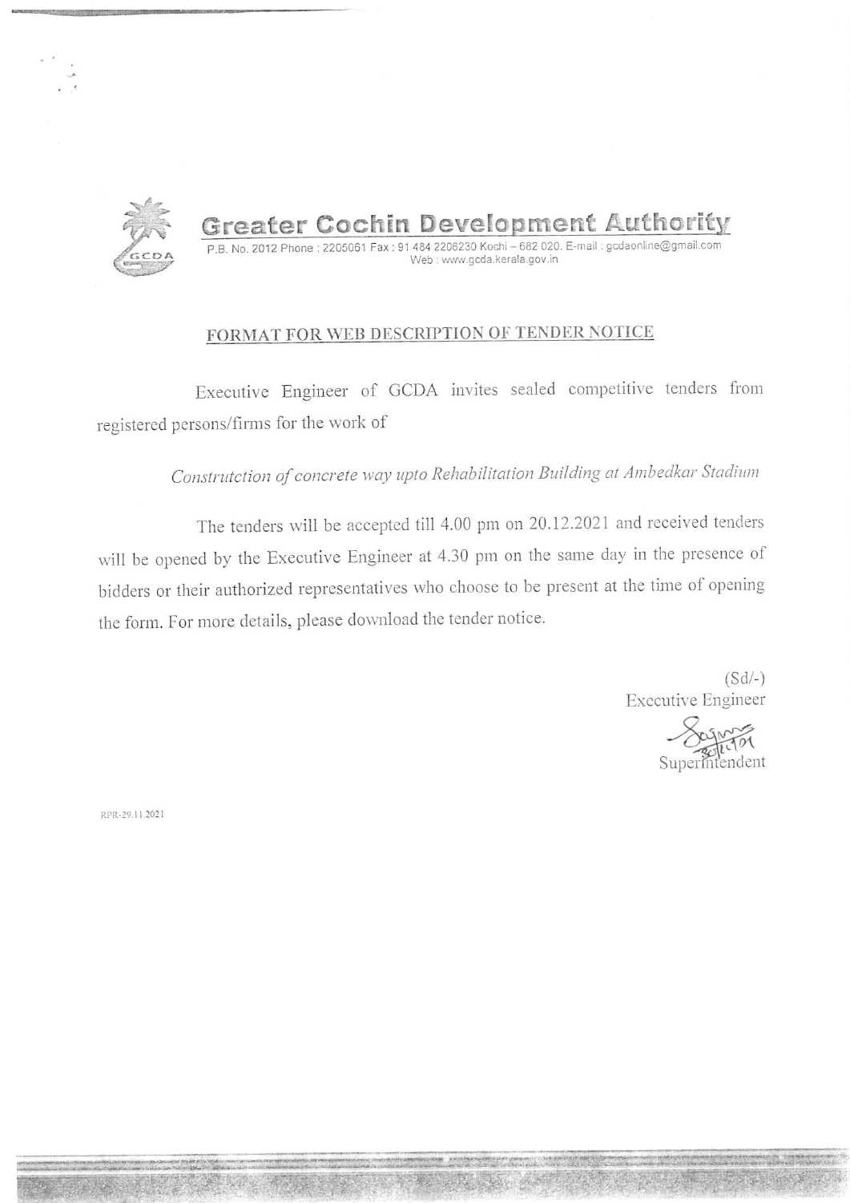# Greater Cochin Development Authority

P.B. No. 2012 Phone : 2205061 Fax : 91 484 2206230 Kochi – 682 020. E-mail : gcdaonline@gmail.com
Web : www.gcda.kerala.gov.in

## FORMAT FOR WEB DESCRIPTION OF TENDER NOTICE

Executive Engineer of GCDA invites sealed competitive tenders from registered persons/firms for the work of

*Construtction of concrete way upto Rehabilitation Building at Ambedkar Stadium*

The tenders will be accepted till 4.00 pm on 20.12.2021 and received tenders will be opened by the Executive Engineer at 4.30 pm on the same day in the presence of bidders or their authorized representatives who choose to be present at the time of opening the form. For more details, please download the tender notice.

(Sd/-)
Executive Engineer

Superintendent

RPR-29.11.2021